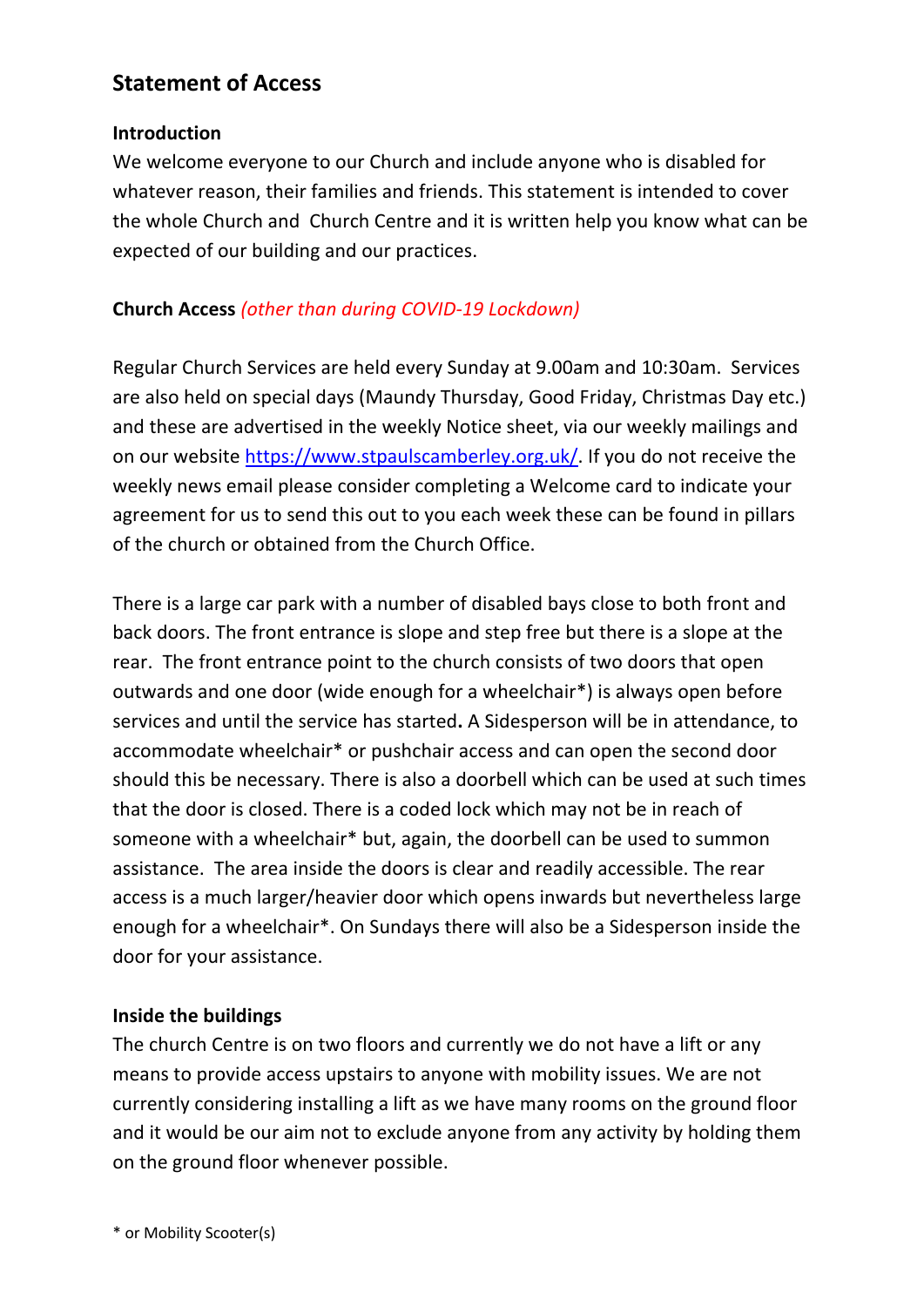# Statement of Access

**Introduction**

We welcome everyone to our Church and include anyone who is disabled for whatever reason, their families and friends. This statement is intended to cover the whole Church and Church Centre and it is written help you know what can be expected of our building and our practices.

**Church Access** *(other than during COVID-19 Lockdown)*

Regular Church Services are held every Sunday at 9.00am and 10:30am. Services are also held on special days (Maundy Thursday, Good Friday, Christmas Day etc.) and these are advertised in the weekly Notice sheet, via our weekly mailings and on our website https://www.stpaulscamberley.org.uk/. If you do not receive the weekly news email please consider completing a Welcome card to indicate your agreement for us to send this out to you each week these can be found in pillars of the church or obtained from the Church Office.

There is a large car park with a number of disabled bays close to both front and back doors. The front entrance is slope and step free but there is a slope at the rear. The front entrance point to the church consists of two doors that open outwards and one door (wide enough for a wheelchair*) is always open before services and until the service has started**.** A Sidesperson will be in attendance, to accommodate wheelchair* or pushchair access and can open the second door should this be necessary. There is also a doorbell which can be used at such times that the door is closed. There is a coded lock which may not be in reach of someone with a wheelchair* but, again, the doorbell can be used to summon assistance. The area inside the doors is clear and readily accessible. The rear access is a much larger/heavier door which opens inwards but nevertheless large enough for a wheelchair*. On Sundays there will also be a Sidesperson inside the door for your assistance.

**Inside the buildings**

The church Centre is on two floors and currently we do not have a lift or any means to provide access upstairs to anyone with mobility issues. We are not currently considering installing a lift as we have many rooms on the ground floor and it would be our aim not to exclude anyone from any activity by holding them on the ground floor whenever possible.

\* or Mobility Scooter(s)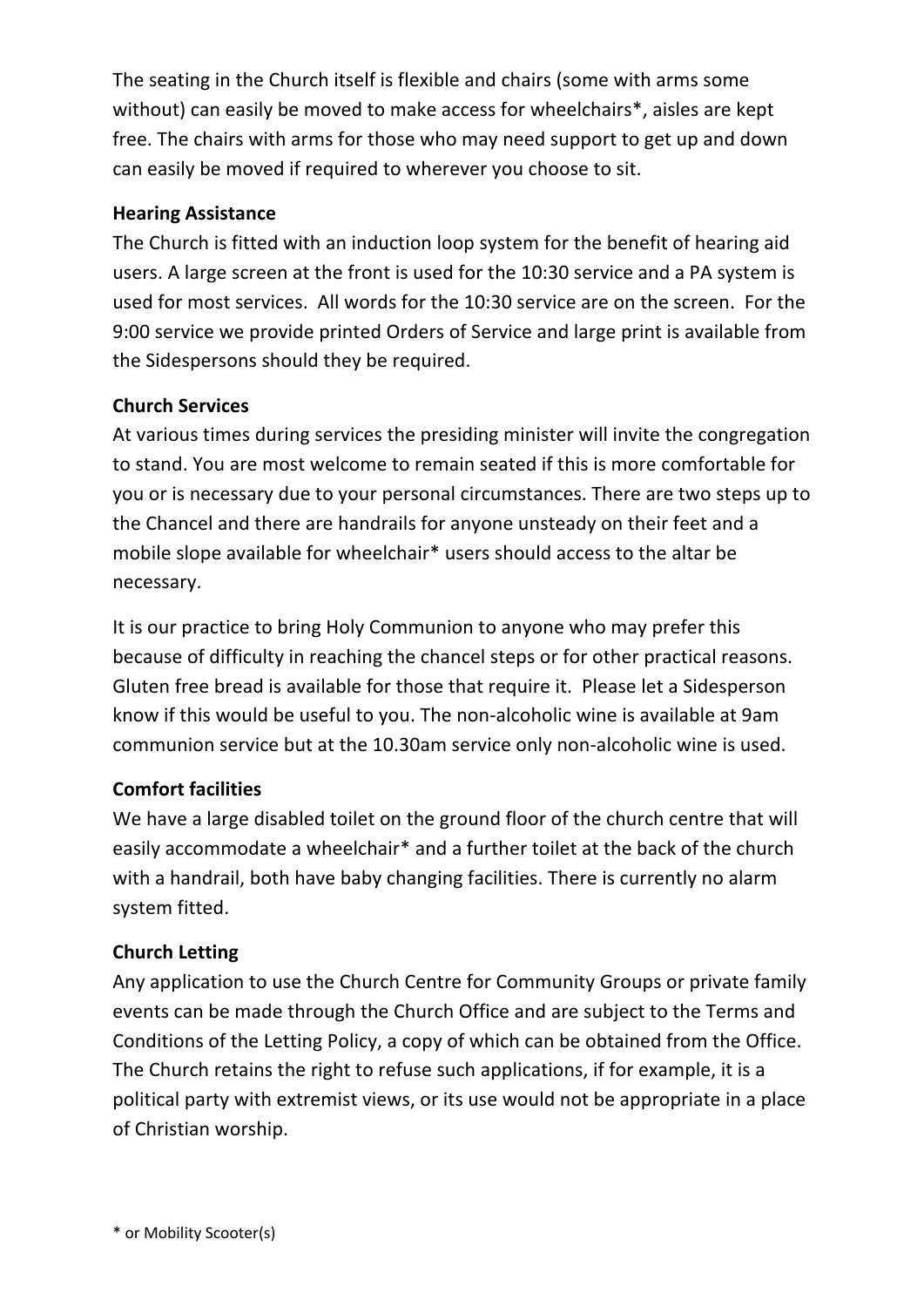The seating in the Church itself is flexible and chairs (some with arms some without) can easily be moved to make access for wheelchairs*, aisles are kept free. The chairs with arms for those who may need support to get up and down can easily be moved if required to wherever you choose to sit.

**Hearing Assistance**

The Church is fitted with an induction loop system for the benefit of hearing aid users. A large screen at the front is used for the 10:30 service and a PA system is used for most services.  All words for the 10:30 service are on the screen.  For the 9:00 service we provide printed Orders of Service and large print is available from the Sidespersons should they be required.

**Church Services**

At various times during services the presiding minister will invite the congregation to stand. You are most welcome to remain seated if this is more comfortable for you or is necessary due to your personal circumstances. There are two steps up to the Chancel and there are handrails for anyone unsteady on their feet and a mobile slope available for wheelchair* users should access to the altar be necessary.

It is our practice to bring Holy Communion to anyone who may prefer this because of difficulty in reaching the chancel steps or for other practical reasons. Gluten free bread is available for those that require it.  Please let a Sidesperson know if this would be useful to you. The non-alcoholic wine is available at 9am communion service but at the 10.30am service only non-alcoholic wine is used.

**Comfort facilities**

We have a large disabled toilet on the ground floor of the church centre that will easily accommodate a wheelchair* and a further toilet at the back of the church with a handrail, both have baby changing facilities. There is currently no alarm system fitted.

**Church Letting**

Any application to use the Church Centre for Community Groups or private family events can be made through the Church Office and are subject to the Terms and Conditions of the Letting Policy, a copy of which can be obtained from the Office. The Church retains the right to refuse such applications, if for example, it is a political party with extremist views, or its use would not be appropriate in a place of Christian worship.

\* or Mobility Scooter(s)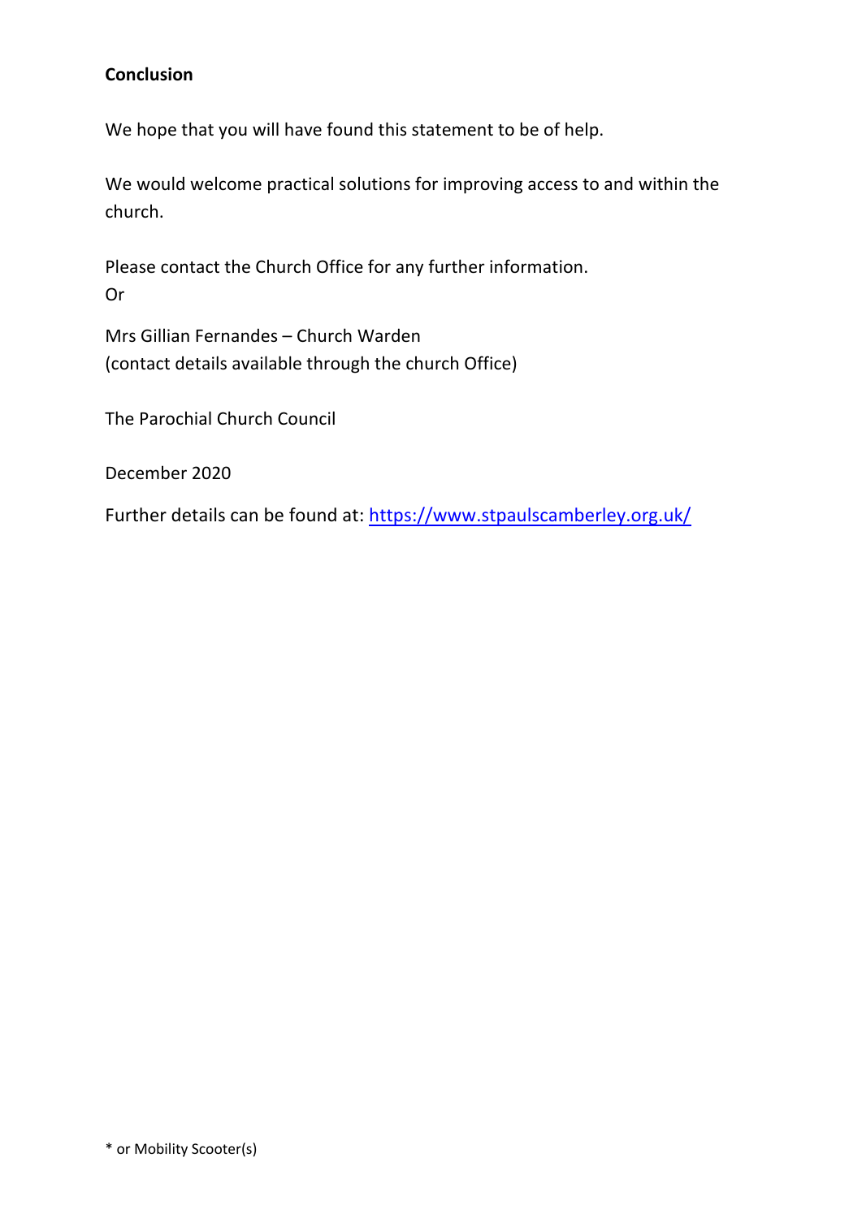**Conclusion**

We hope that you will have found this statement to be of help.

We would welcome practical solutions for improving access to and within the church.

Please contact the Church Office for any further information.
Or

Mrs Gillian Fernandes – Church Warden
(contact details available through the church Office)

The Parochial Church Council

December 2020

Further details can be found at: https://www.stpaulscamberley.org.uk/

* or Mobility Scooter(s)